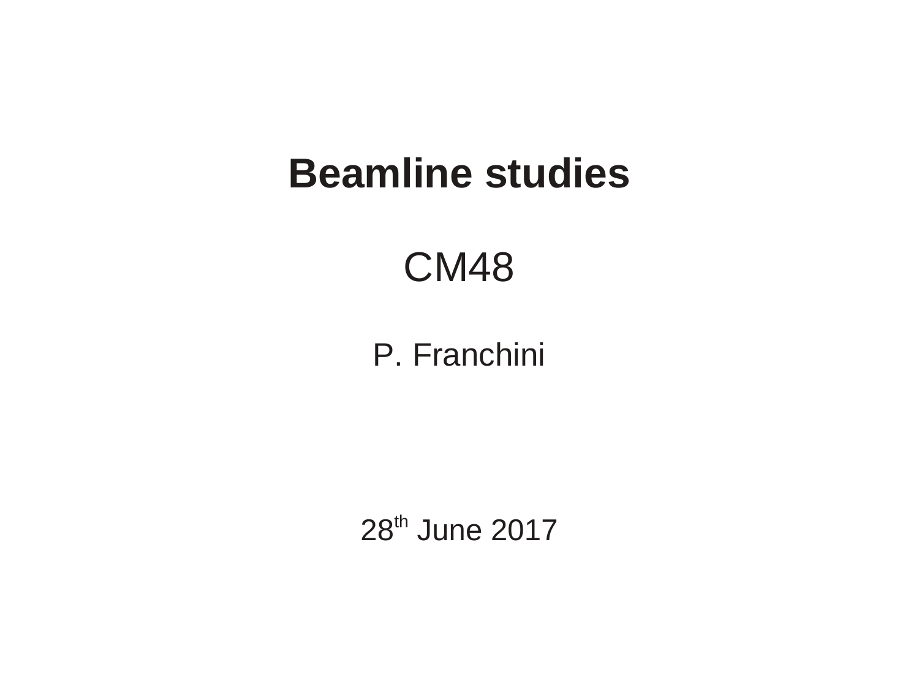# Beamline studies

CM48

P. Franchini

28th June 2017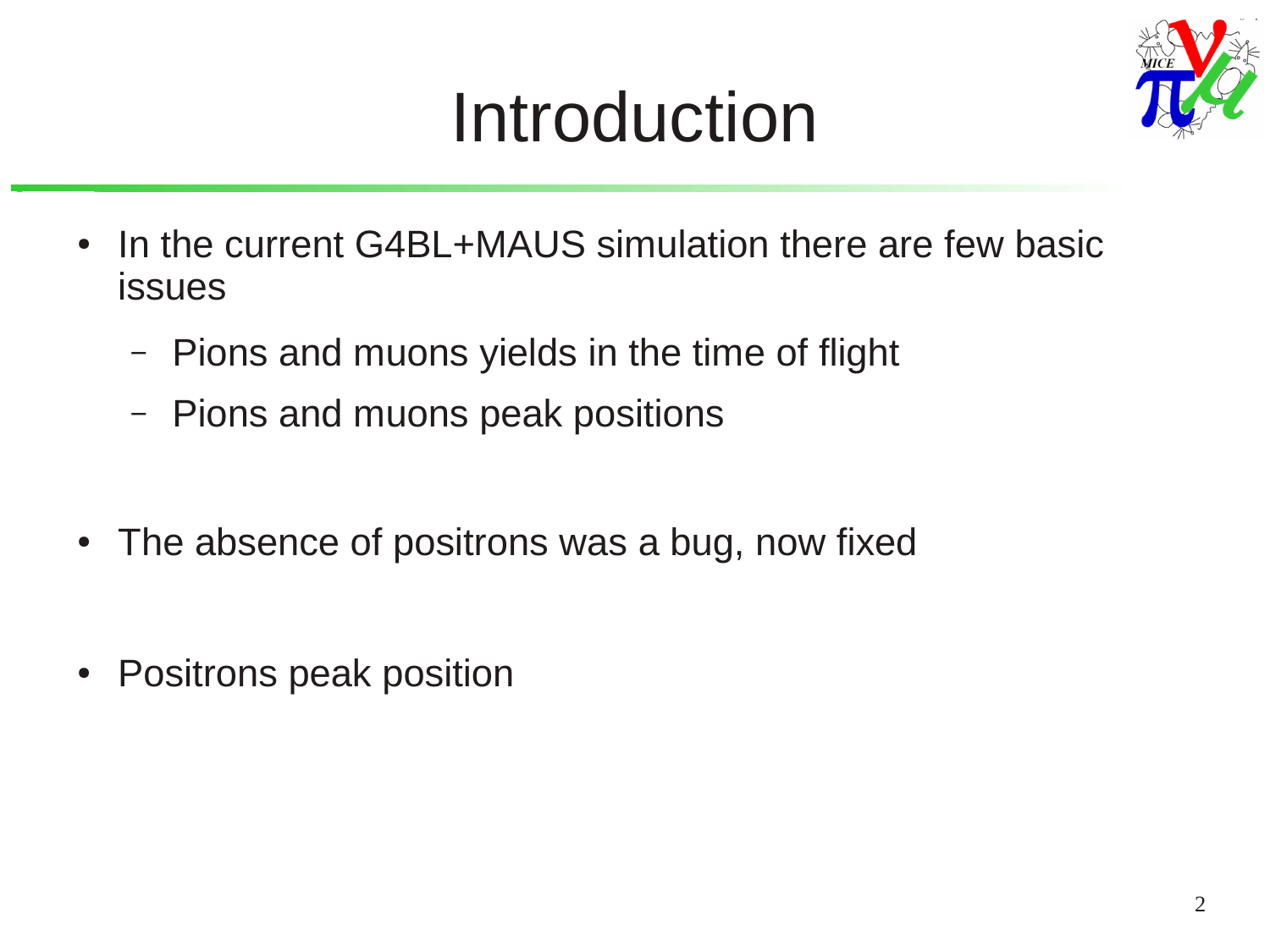# Introduction

- In the current G4BL+MAUS simulation there are few basic issues
  - Pions and muons yields in the time of flight
  - Pions and muons peak positions

- The absence of positrons was a bug, now fixed

- Positrons peak position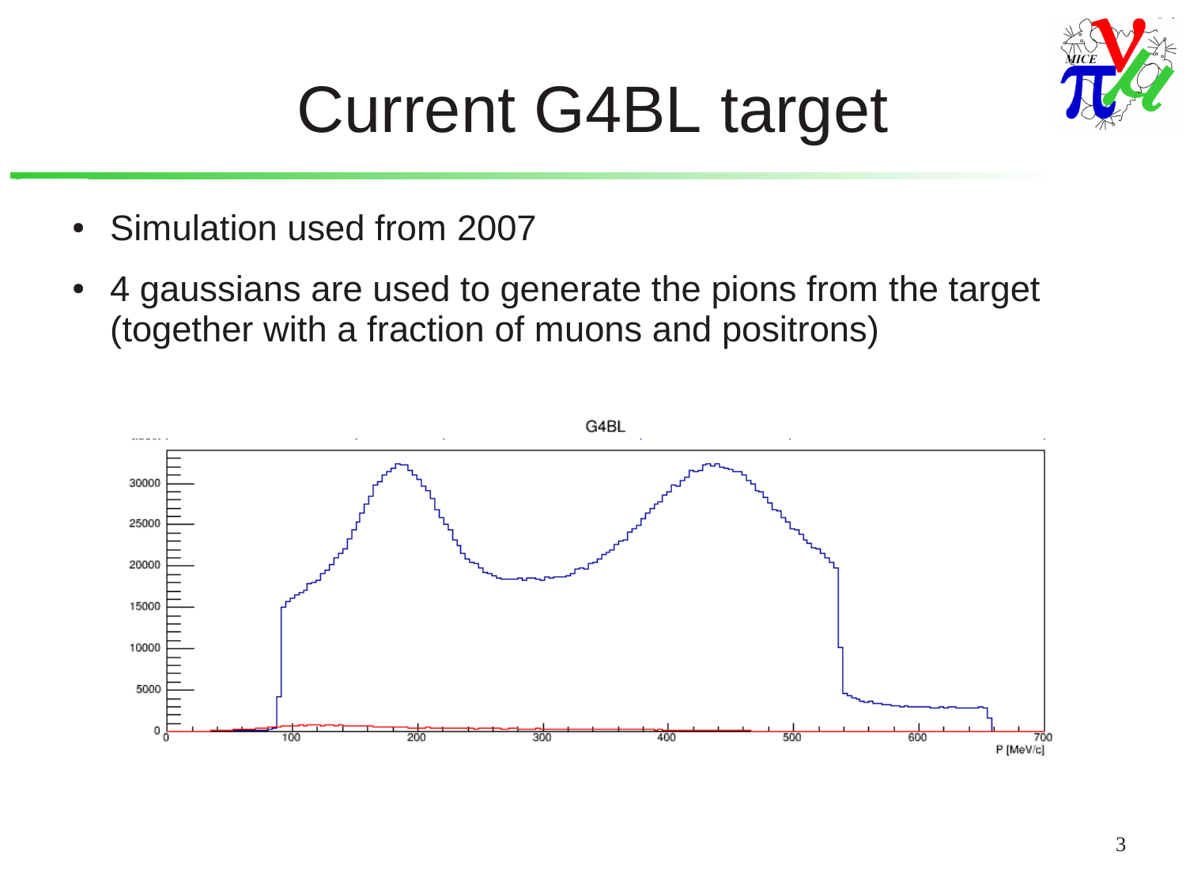# Current G4BL target

- Simulation used from 2007
- 4 gaussians are used to generate the pions from the target (together with a fraction of muons and positrons)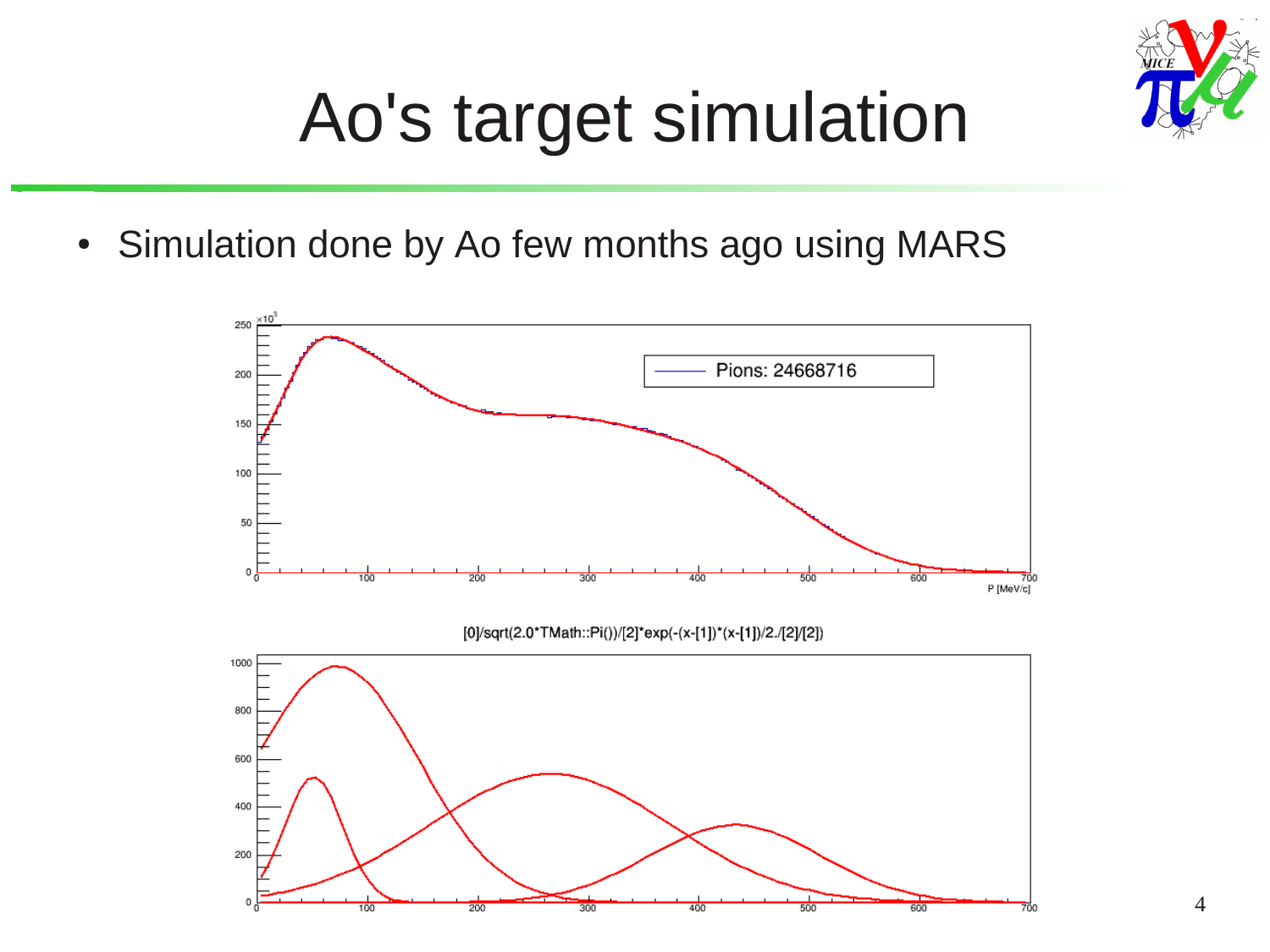# Ao's target simulation

- Simulation done by Ao few months ago using MARS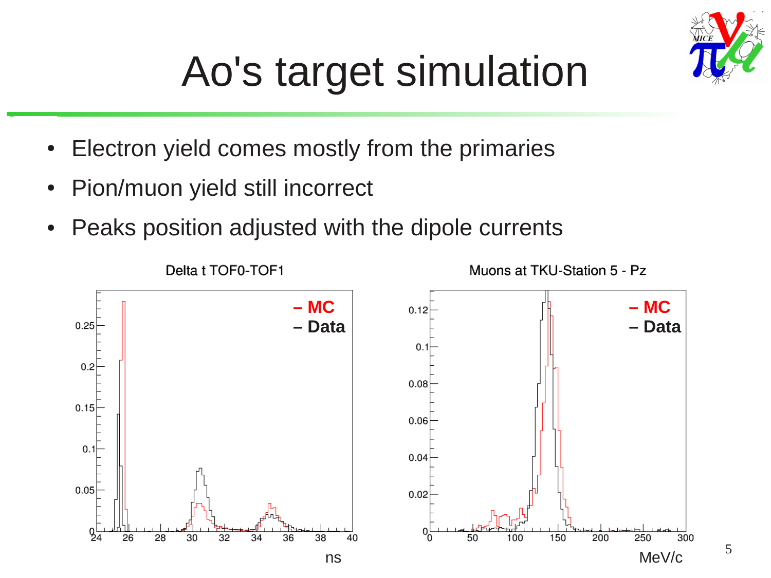# Ao's target simulation

- Electron yield comes mostly from the primaries
- Pion/muon yield still incorrect
- Peaks position adjusted with the dipole currents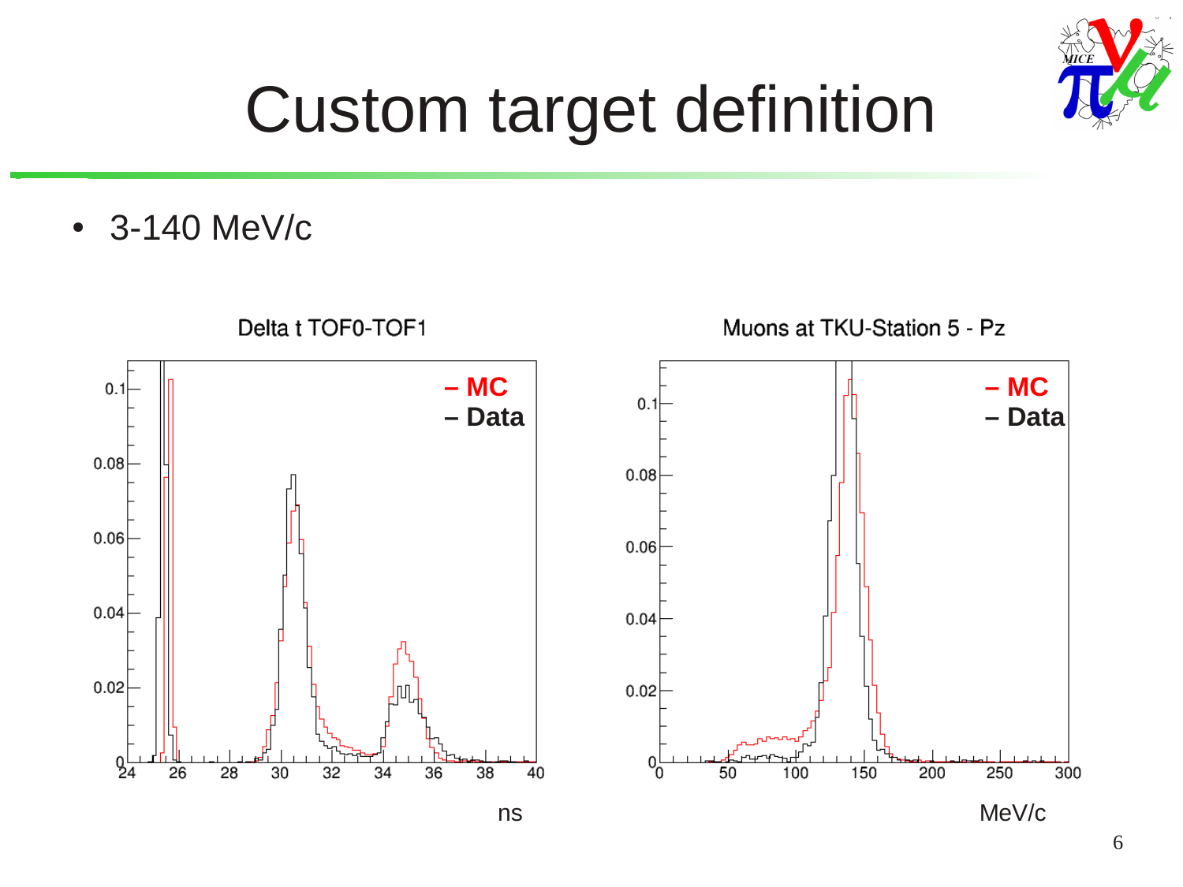# Custom target definition

- 3-140 MeV/c

Delta t TOF0-TOF1

– MC
– Data

ns

Muons at TKU-Station 5 - Pz

– MC
– Data

MeV/c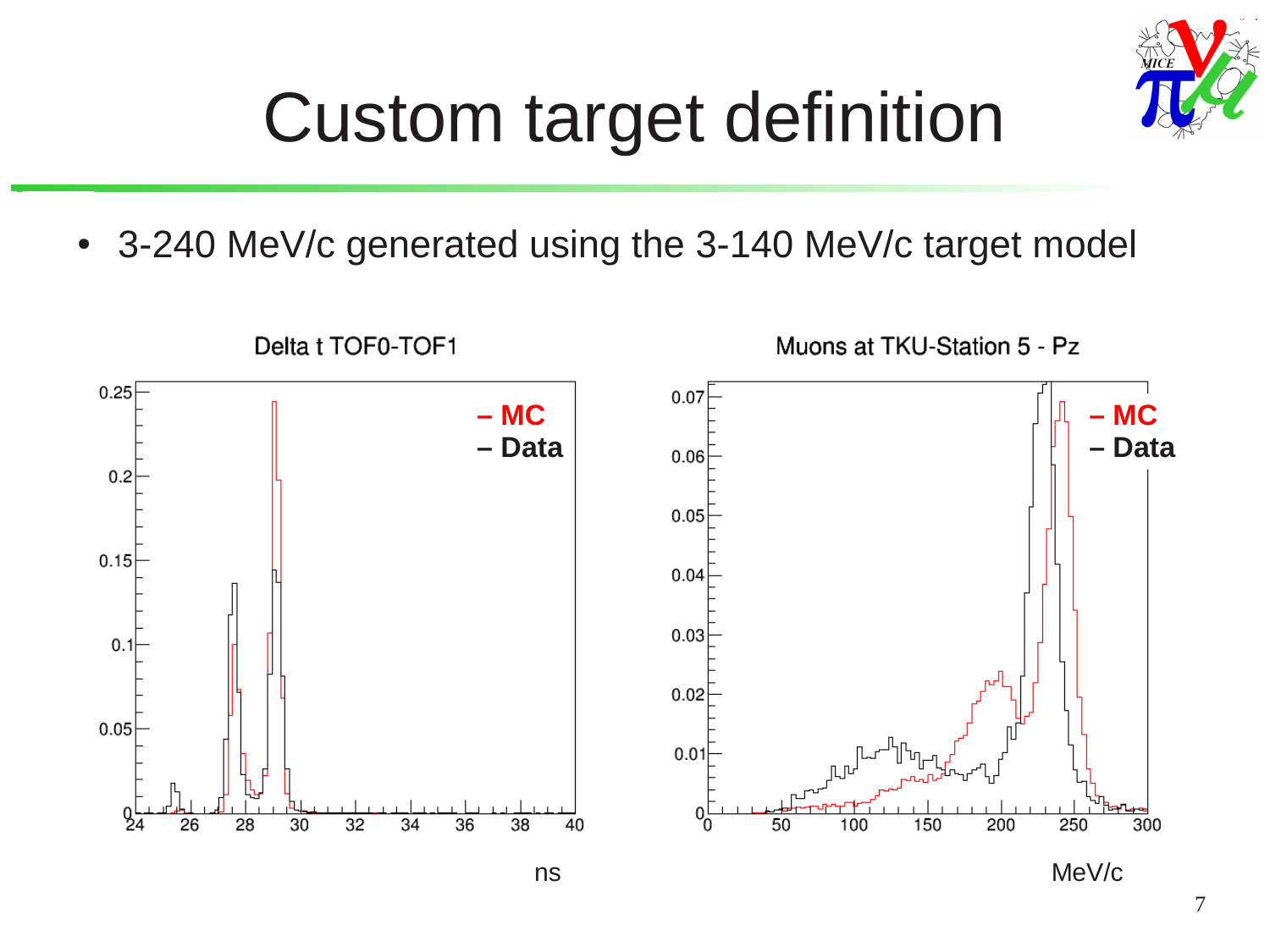# Custom target definition

- 3-240 MeV/c generated using the 3-140 MeV/c target model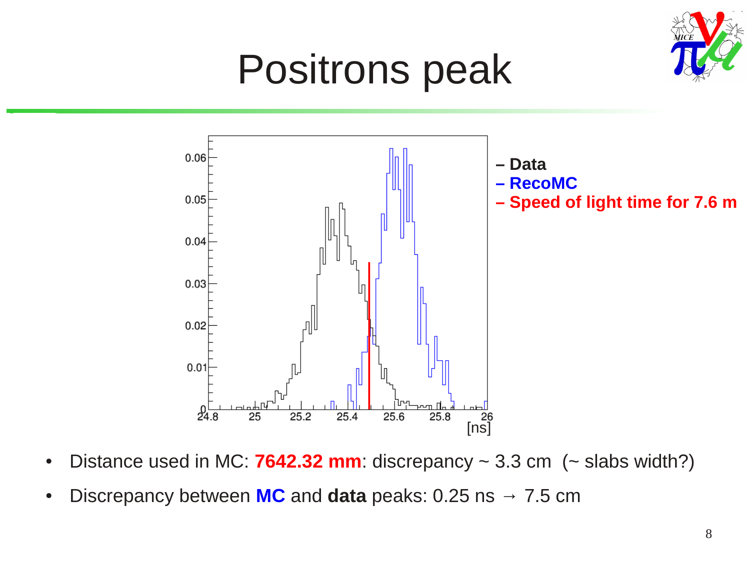# Positrons peak

– Data
– RecoMC
– Speed of light time for 7.6 m

- Distance used in MC: **7642.32 mm**: discrepancy ~ 3.3 cm (~ slabs width?)
- Discrepancy between **MC** and **data** peaks: 0.25 ns → 7.5 cm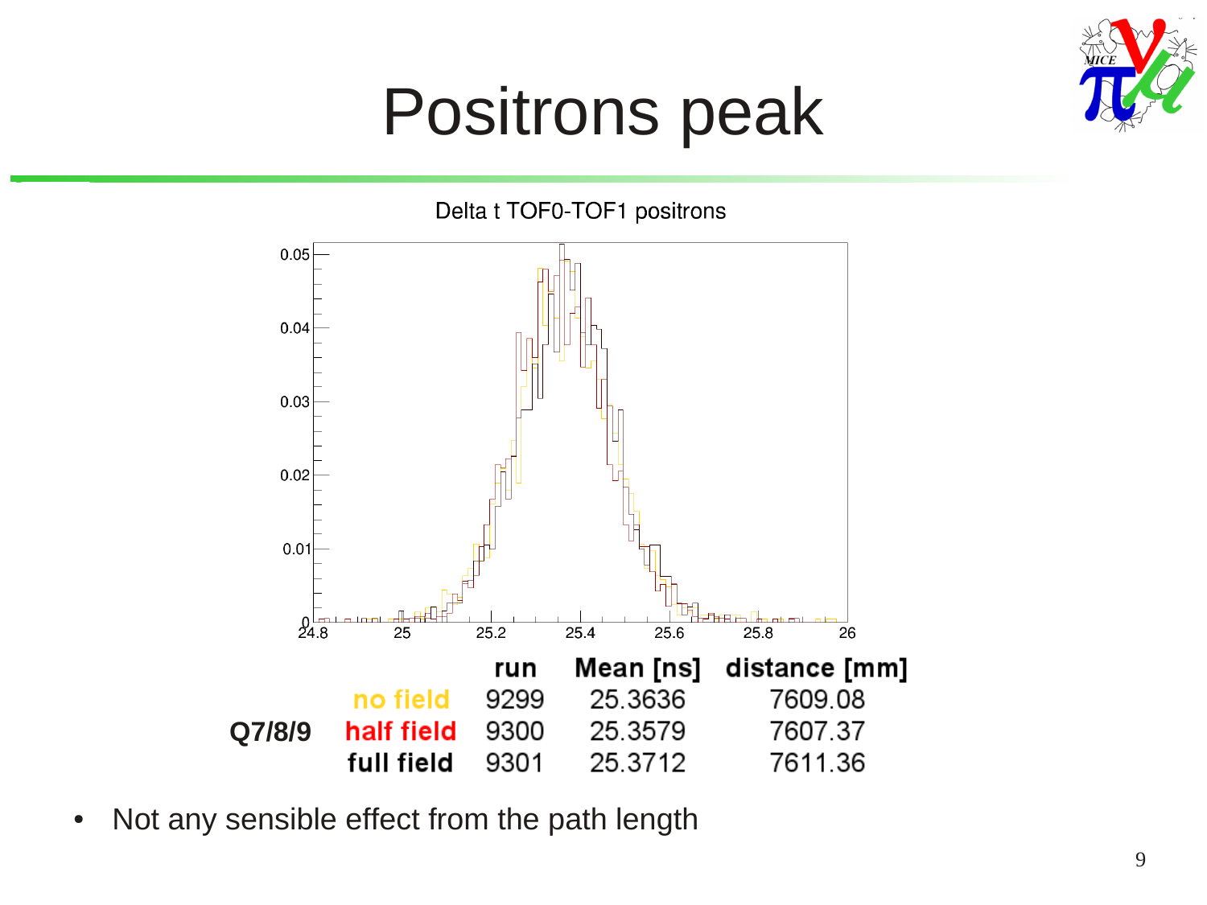# Positrons peak

Delta t TOF0-TOF1 positrons

| | | run | Mean [ns] | distance [mm] |
|---|---|---|---|---|
| Q7/8/9 | no field | 9299 | 25.3636 | 7609.08 |
| | half field | 9300 | 25.3579 | 7607.37 |
| | full field | 9301 | 25.3712 | 7611.36 |

- Not any sensible effect from the path length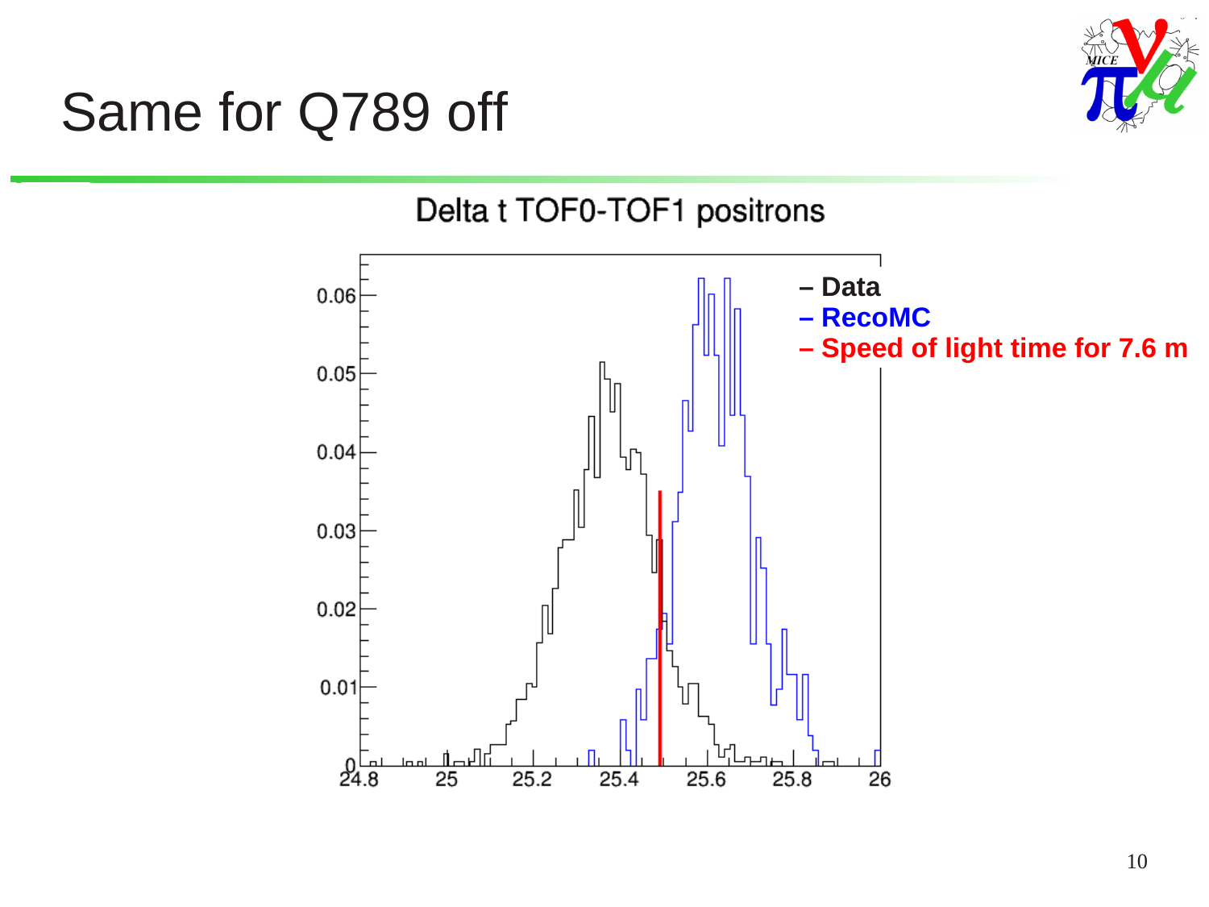# Same for Q789 off

Delta t TOF0-TOF1 positrons

– Data
– RecoMC
– Speed of light time for 7.6 m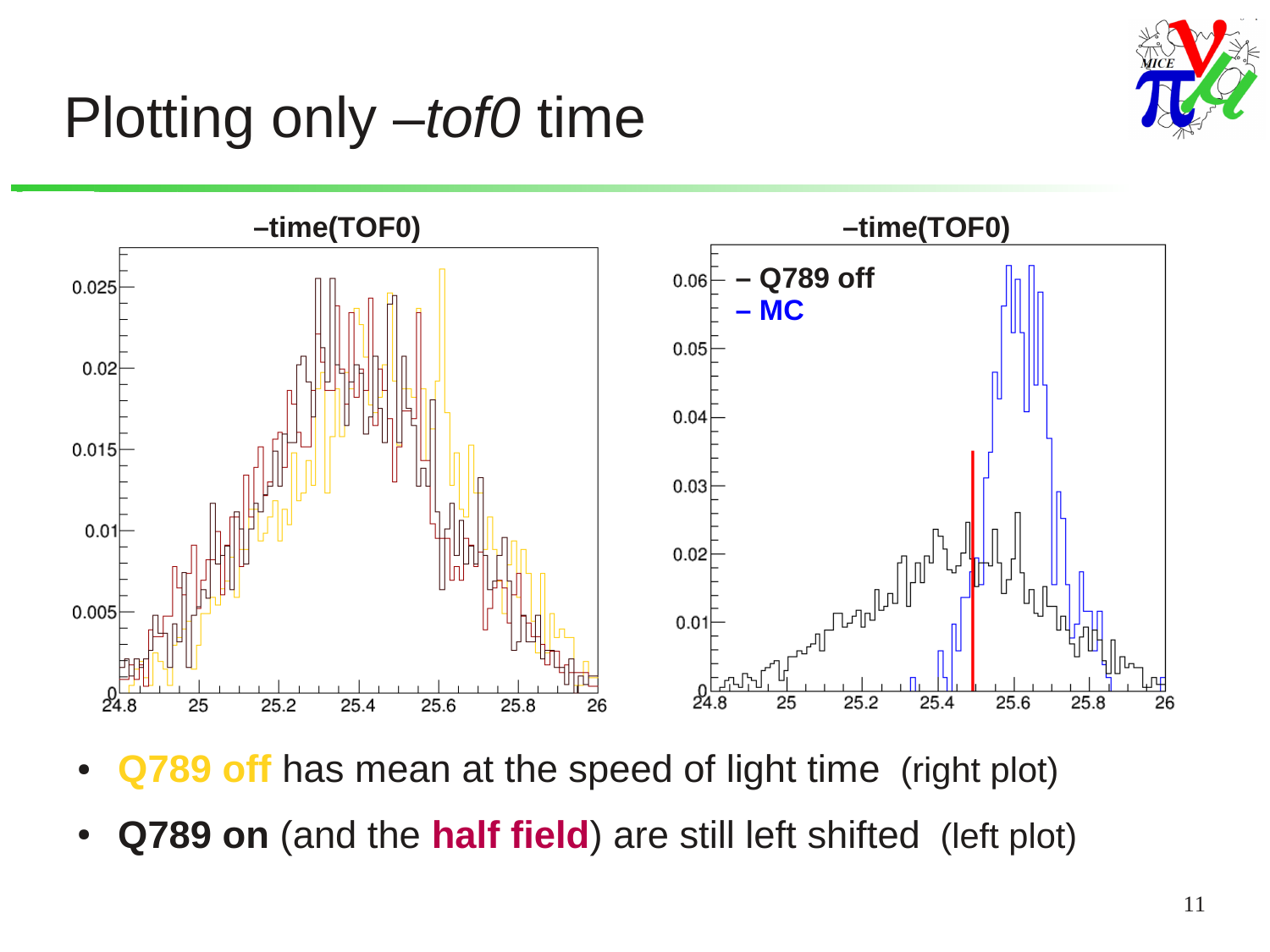# Plotting only *–tof0* time

–time(TOF0)

–time(TOF0)

– Q789 off
– MC

- **Q789 off** has mean at the speed of light time (right plot)
- **Q789 on** (and the **half field**) are still left shifted (left plot)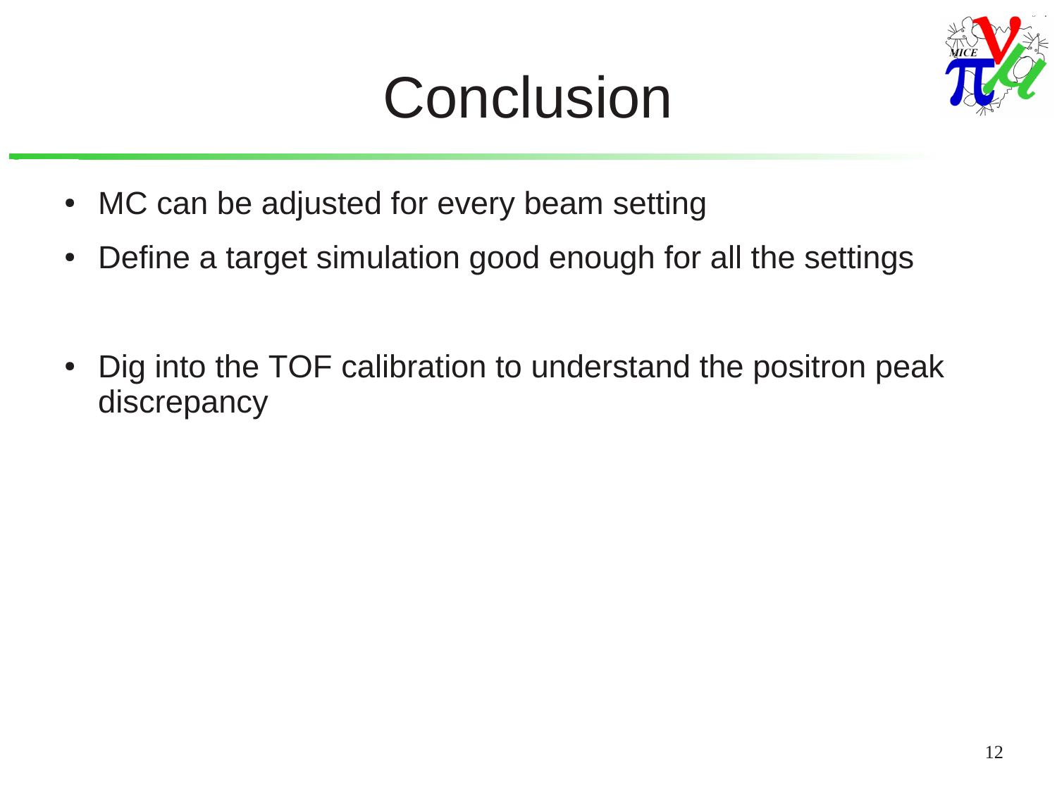# Conclusion

- MC can be adjusted for every beam setting
- Define a target simulation good enough for all the settings

- Dig into the TOF calibration to understand the positron peak discrepancy